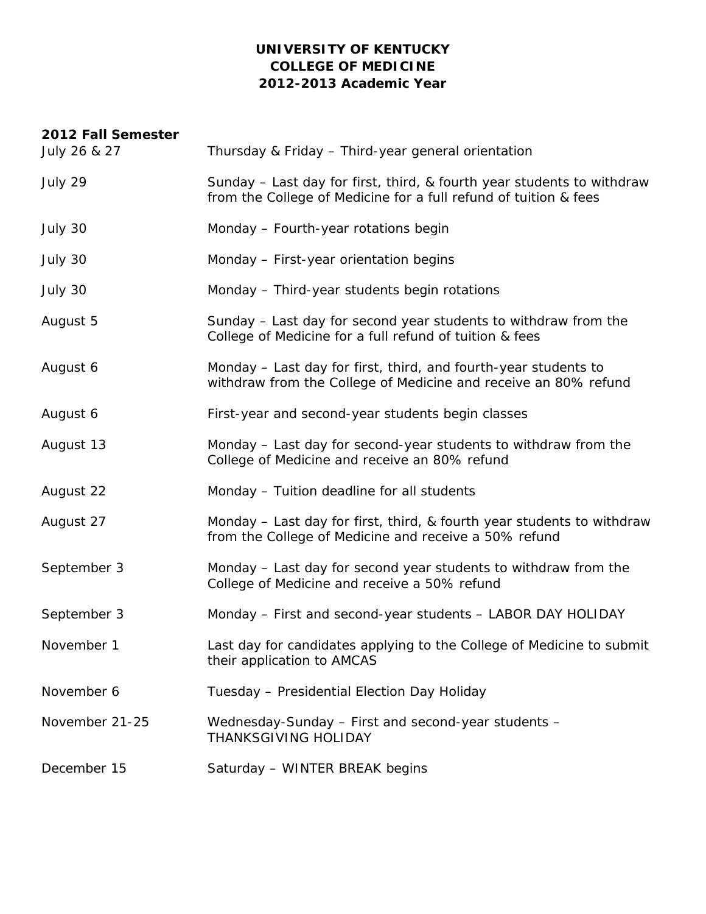# UNIVERSITY OF KENTUCKY
# COLLEGE OF MEDICINE
# 2012-2013 Academic Year

**2012 Fall Semester**

| | |
|---|---|
| July 26 & 27 | Thursday & Friday – Third-year general orientation |
| July 29 | Sunday – Last day for first, third, & fourth year students to withdraw from the College of Medicine for a full refund of tuition & fees |
| July 30 | Monday – Fourth-year rotations begin |
| July 30 | Monday – First-year orientation begins |
| July 30 | Monday – Third-year students begin rotations |
| August 5 | Sunday – Last day for second year students to withdraw from the College of Medicine for a full refund of tuition & fees |
| August 6 | Monday – Last day for first, third, and fourth-year students to withdraw from the College of Medicine and receive an 80% refund |
| August 6 | First-year and second-year students begin classes |
| August 13 | Monday – Last day for second-year students to withdraw from the College of Medicine and receive an 80% refund |
| August 22 | Monday – Tuition deadline for all students |
| August 27 | Monday – Last day for first, third, & fourth year students to withdraw from the College of Medicine and receive a 50% refund |
| September 3 | Monday – Last day for second year students to withdraw from the College of Medicine and receive a 50% refund |
| September 3 | Monday – First and second-year students – LABOR DAY HOLIDAY |
| November 1 | Last day for candidates applying to the College of Medicine to submit their application to AMCAS |
| November 6 | Tuesday – Presidential Election Day Holiday |
| November 21-25 | Wednesday-Sunday – First and second-year students – THANKSGIVING HOLIDAY |
| December 15 | Saturday – WINTER BREAK begins |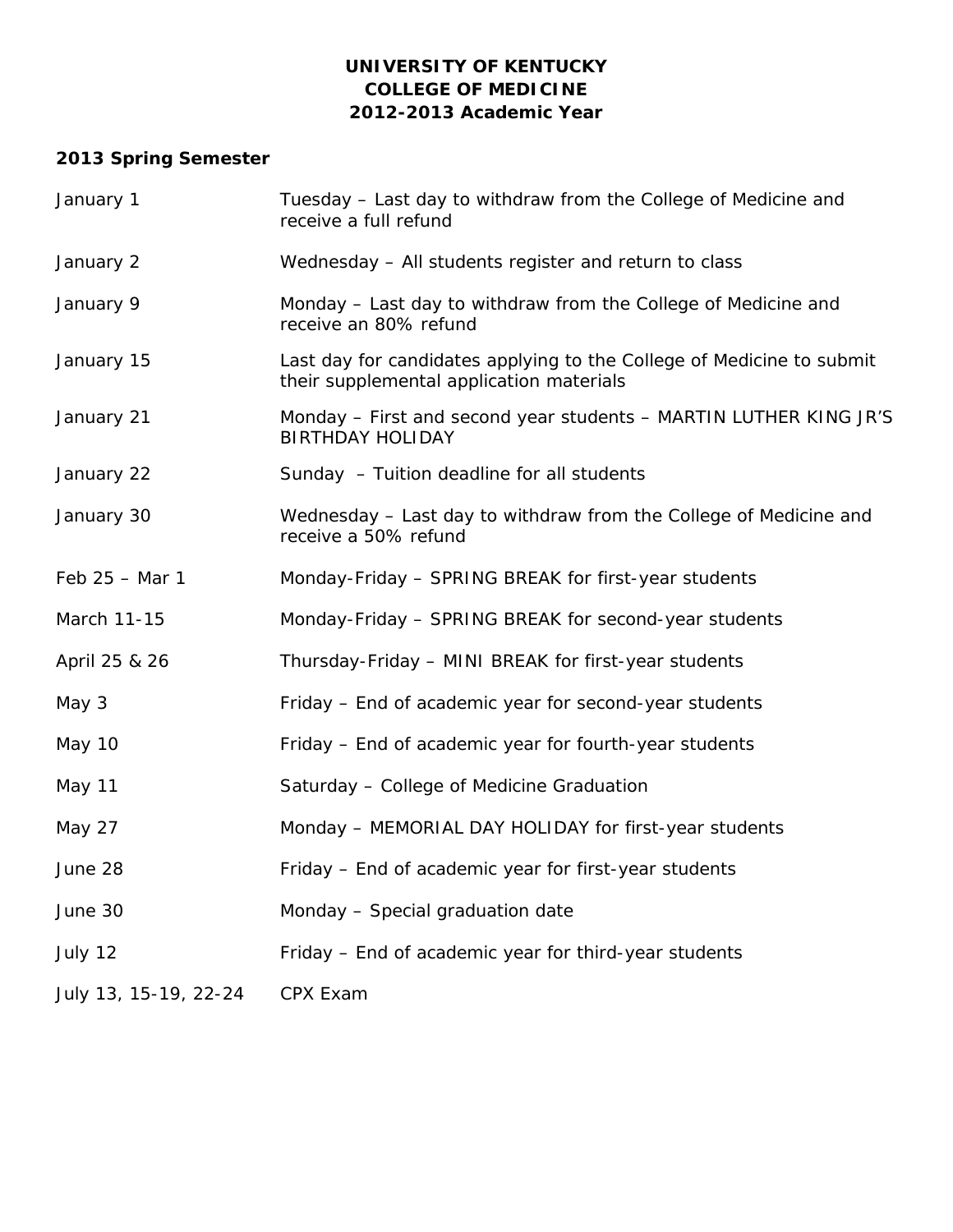**UNIVERSITY OF KENTUCKY**
**COLLEGE OF MEDICINE**
**2012-2013 Academic Year**

**2013 Spring Semester**

| | |
|---|---|
| January 1 | Tuesday – Last day to withdraw from the College of Medicine and receive a full refund |
| January 2 | Wednesday – All students register and return to class |
| January 9 | Monday – Last day to withdraw from the College of Medicine and receive an 80% refund |
| January 15 | Last day for candidates applying to the College of Medicine to submit their supplemental application materials |
| January 21 | Monday – First and second year students – MARTIN LUTHER KING JR'S BIRTHDAY HOLIDAY |
| January 22 | Sunday – Tuition deadline for all students |
| January 30 | Wednesday – Last day to withdraw from the College of Medicine and receive a 50% refund |
| Feb 25 – Mar 1 | Monday-Friday – SPRING BREAK for first-year students |
| March 11-15 | Monday-Friday – SPRING BREAK for second-year students |
| April 25 & 26 | Thursday-Friday – MINI BREAK for first-year students |
| May 3 | Friday – End of academic year for second-year students |
| May 10 | Friday – End of academic year for fourth-year students |
| May 11 | Saturday – College of Medicine Graduation |
| May 27 | Monday – MEMORIAL DAY HOLIDAY for first-year students |
| June 28 | Friday – End of academic year for first-year students |
| June 30 | Monday – Special graduation date |
| July 12 | Friday – End of academic year for third-year students |
| July 13, 15-19, 22-24 | CPX Exam |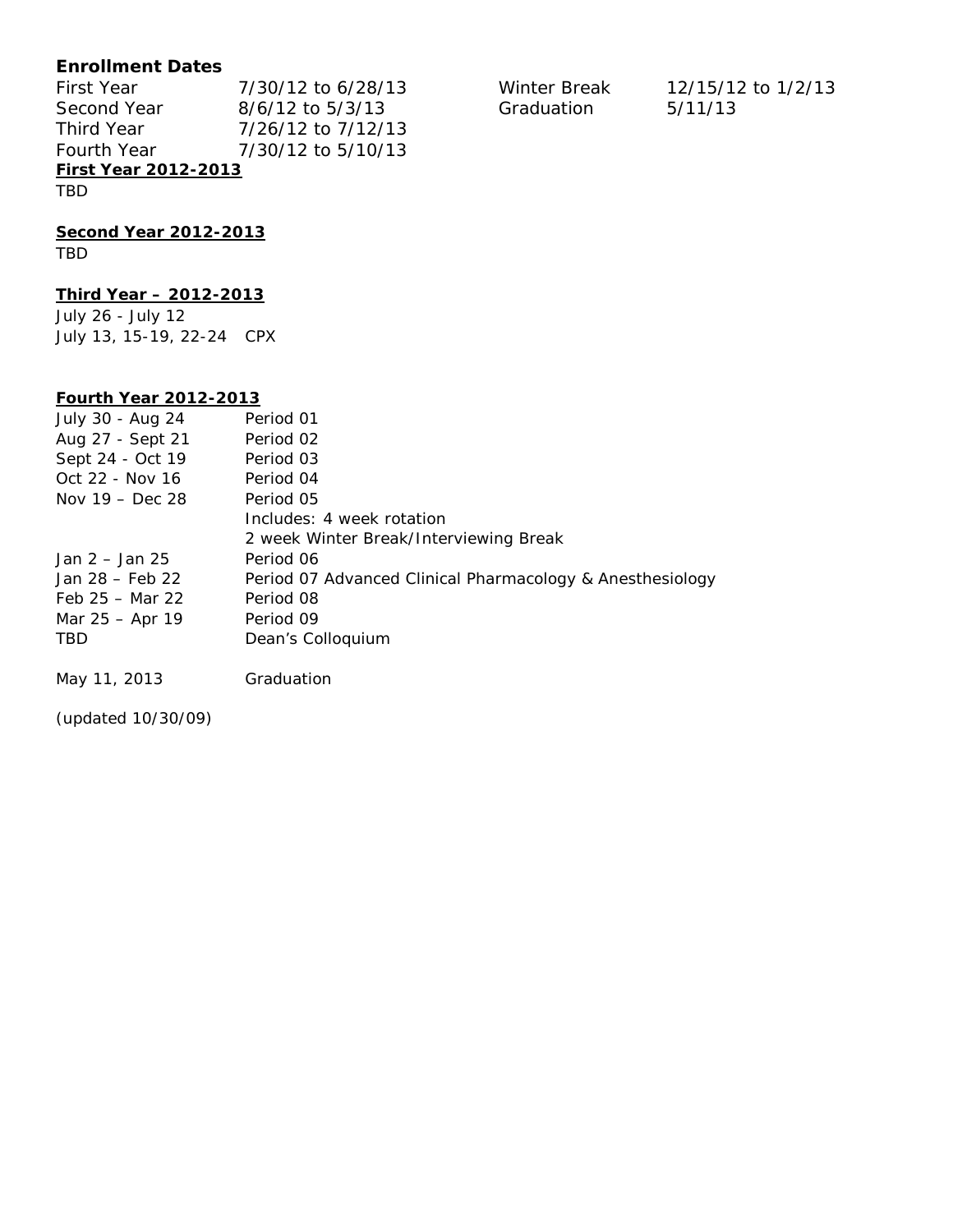**Enrollment Dates**

| | | | |
|---|---|---|---|
| First Year | 7/30/12 to 6/28/13 | Winter Break | 12/15/12 to 1/2/13 |
| Second Year | 8/6/12 to 5/3/13 | Graduation | 5/11/13 |
| Third Year | 7/26/12 to 7/12/13 | | |
| Fourth Year | 7/30/12 to 5/10/13 | | |

**First Year 2012-2013**

TBD

**Second Year 2012-2013**

TBD

**Third Year – 2012-2013**

July 26 - July 12

July 13, 15-19, 22-24 CPX

**Fourth Year 2012-2013**

| | |
|---|---|
| July 30 - Aug 24 | Period 01 |
| Aug 27 - Sept 21 | Period 02 |
| Sept 24 - Oct 19 | Period 03 |
| Oct 22 - Nov 16 | Period 04 |
| Nov 19 – Dec 28 | Period 05<br>Includes: 4 week rotation<br>2 week Winter Break/Interviewing Break |
| Jan 2 – Jan 25 | Period 06 |
| Jan 28 – Feb 22 | Period 07 Advanced Clinical Pharmacology & Anesthesiology |
| Feb 25 – Mar 22 | Period 08 |
| Mar 25 – Apr 19 | Period 09 |
| TBD | Dean's Colloquium |
| May 11, 2013 | Graduation |

(updated 10/30/09)